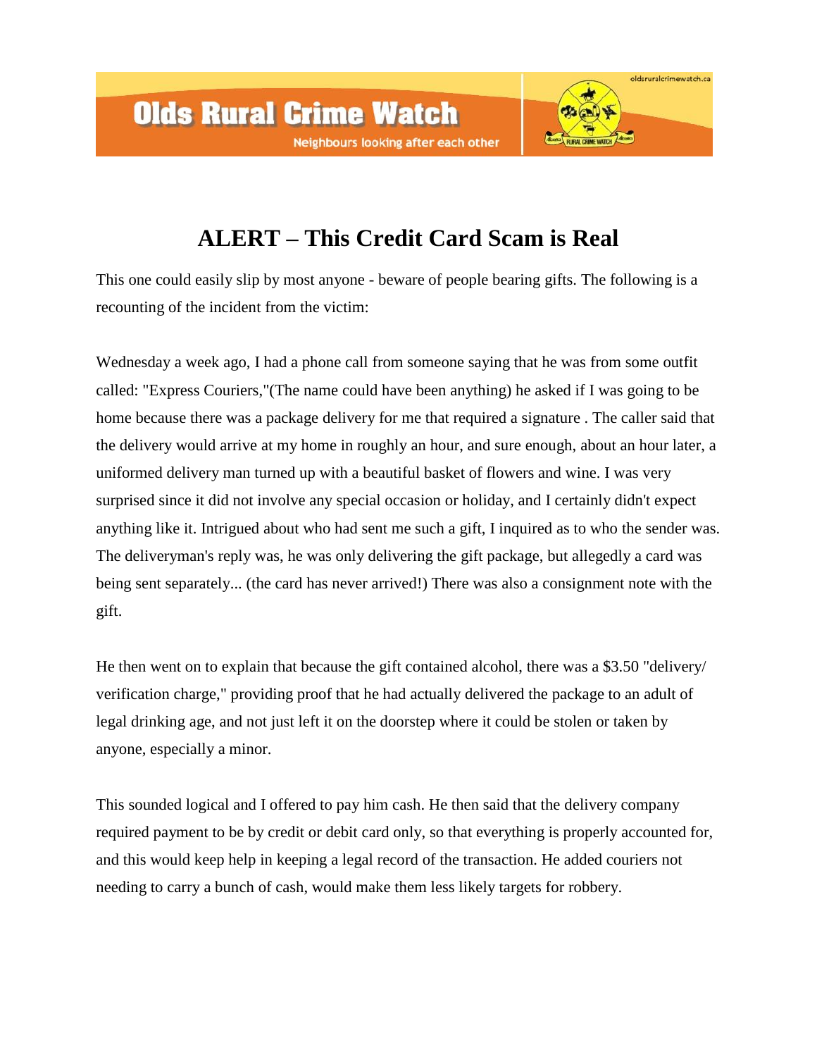# Olds Rural Crime Watch

Neighbours looking after each other

oldsruralcrimewatch.ca

## ALERT – This Credit Card Scam is Real

This one could easily slip by most anyone - beware of people bearing gifts. The following is a recounting of the incident from the victim:

Wednesday a week ago, I had a phone call from someone saying that he was from some outfit called: "Express Couriers,"(The name could have been anything) he asked if I was going to be home because there was a package delivery for me that required a signature . The caller said that the delivery would arrive at my home in roughly an hour, and sure enough, about an hour later, a uniformed delivery man turned up with a beautiful basket of flowers and wine. I was very surprised since it did not involve any special occasion or holiday, and I certainly didn't expect anything like it. Intrigued about who had sent me such a gift, I inquired as to who the sender was. The deliveryman's reply was, he was only delivering the gift package, but allegedly a card was being sent separately... (the card has never arrived!) There was also a consignment note with the gift.

He then went on to explain that because the gift contained alcohol, there was a $3.50 "delivery/ verification charge," providing proof that he had actually delivered the package to an adult of legal drinking age, and not just left it on the doorstep where it could be stolen or taken by anyone, especially a minor.

This sounded logical and I offered to pay him cash. He then said that the delivery company required payment to be by credit or debit card only, so that everything is properly accounted for, and this would keep help in keeping a legal record of the transaction. He added couriers not needing to carry a bunch of cash, would make them less likely targets for robbery.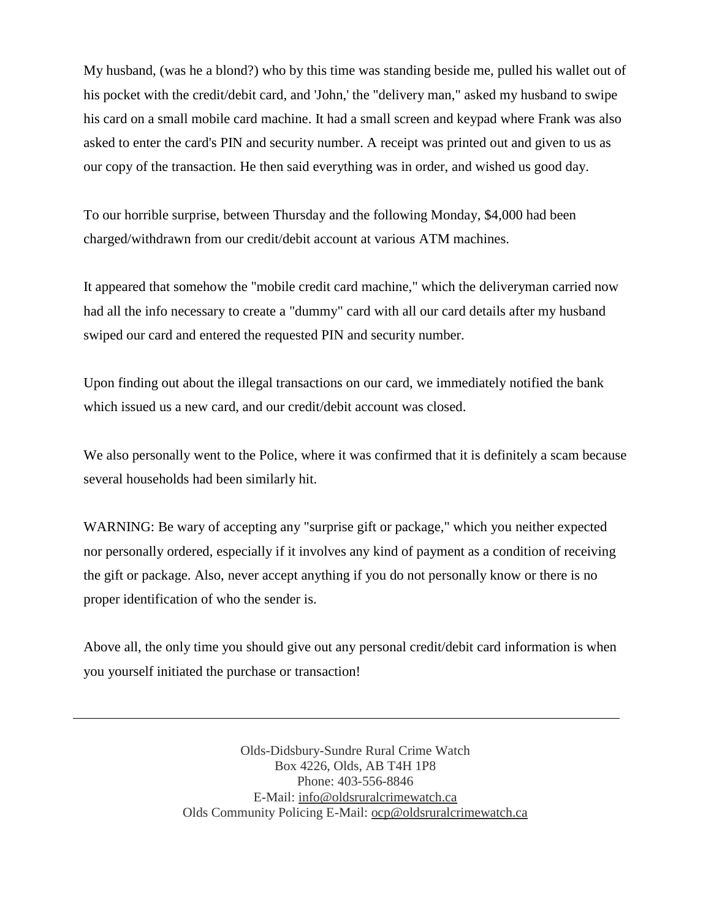My husband, (was he a blond?) who by this time was standing beside me, pulled his wallet out of his pocket with the credit/debit card, and 'John,' the "delivery man," asked my husband to swipe his card on a small mobile card machine. It had a small screen and keypad where Frank was also asked to enter the card's PIN and security number. A receipt was printed out and given to us as our copy of the transaction. He then said everything was in order, and wished us good day.

To our horrible surprise, between Thursday and the following Monday, $4,000 had been charged/withdrawn from our credit/debit account at various ATM machines.

It appeared that somehow the "mobile credit card machine," which the deliveryman carried now had all the info necessary to create a "dummy" card with all our card details after my husband swiped our card and entered the requested PIN and security number.

Upon finding out about the illegal transactions on our card, we immediately notified the bank which issued us a new card, and our credit/debit account was closed.

We also personally went to the Police, where it was confirmed that it is definitely a scam because several households had been similarly hit.

WARNING: Be wary of accepting any "surprise gift or package," which you neither expected nor personally ordered, especially if it involves any kind of payment as a condition of receiving the gift or package. Also, never accept anything if you do not personally know or there is no proper identification of who the sender is.

Above all, the only time you should give out any personal credit/debit card information is when you yourself initiated the purchase or transaction!

---

Olds-Didsbury-Sundre Rural Crime Watch
Box 4226, Olds, AB T4H 1P8
Phone: 403-556-8846
E-Mail: info@oldsruralcrimewatch.ca
Olds Community Policing E-Mail: ocp@oldsruralcrimewatch.ca